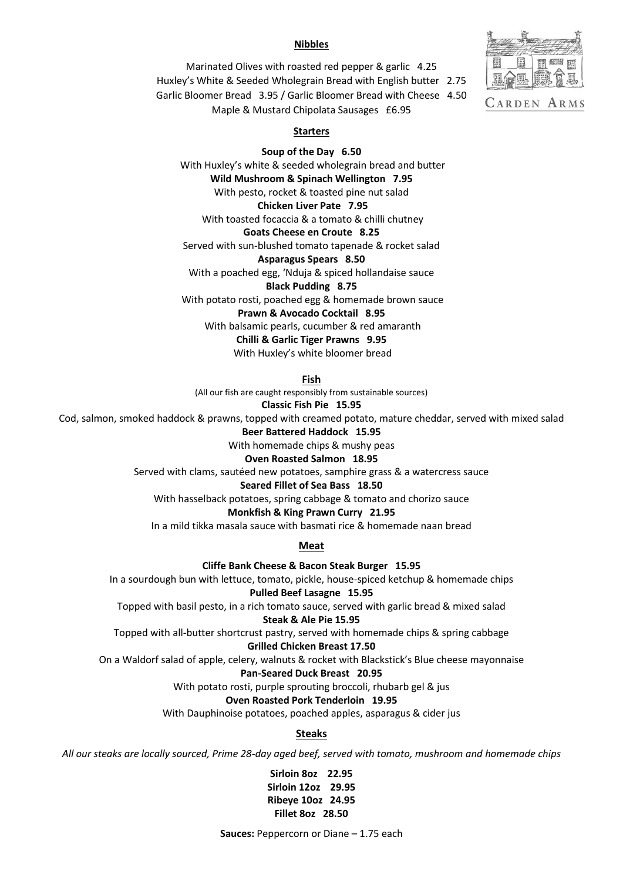## Nibbles

Marinated Olives with roasted red pepper & garlic 4.25
Huxley's White & Seeded Wholegrain Bread with English butter 2.75
Garlic Bloomer Bread 3.95 / Garlic Bloomer Bread with Cheese 4.50
Maple & Mustard Chipolata Sausages £6.95

CARDEN ARMS

## Starters

**Soup of the Day 6.50**
With Huxley's white & seeded wholegrain bread and butter

**Wild Mushroom & Spinach Wellington 7.95**
With pesto, rocket & toasted pine nut salad

**Chicken Liver Pate 7.95**
With toasted focaccia & a tomato & chilli chutney

**Goats Cheese en Croute 8.25**
Served with sun-blushed tomato tapenade & rocket salad

**Asparagus Spears 8.50**
With a poached egg, 'Nduja & spiced hollandaise sauce

**Black Pudding 8.75**
With potato rosti, poached egg & homemade brown sauce

**Prawn & Avocado Cocktail 8.95**
With balsamic pearls, cucumber & red amaranth

**Chilli & Garlic Tiger Prawns 9.95**
With Huxley's white bloomer bread

## Fish

(All our fish are caught responsibly from sustainable sources)

**Classic Fish Pie 15.95**
Cod, salmon, smoked haddock & prawns, topped with creamed potato, mature cheddar, served with mixed salad

**Beer Battered Haddock 15.95**
With homemade chips & mushy peas

**Oven Roasted Salmon 18.95**
Served with clams, sautéed new potatoes, samphire grass & a watercress sauce

**Seared Fillet of Sea Bass 18.50**
With hasselback potatoes, spring cabbage & tomato and chorizo sauce

**Monkfish & King Prawn Curry 21.95**
In a mild tikka masala sauce with basmati rice & homemade naan bread

## Meat

**Cliffe Bank Cheese & Bacon Steak Burger 15.95**
In a sourdough bun with lettuce, tomato, pickle, house-spiced ketchup & homemade chips

**Pulled Beef Lasagne 15.95**
Topped with basil pesto, in a rich tomato sauce, served with garlic bread & mixed salad

**Steak & Ale Pie 15.95**
Topped with all-butter shortcrust pastry, served with homemade chips & spring cabbage

**Grilled Chicken Breast 17.50**
On a Waldorf salad of apple, celery, walnuts & rocket with Blackstick's Blue cheese mayonnaise

**Pan-Seared Duck Breast 20.95**
With potato rosti, purple sprouting broccoli, rhubarb gel & jus

**Oven Roasted Pork Tenderloin 19.95**
With Dauphinoise potatoes, poached apples, asparagus & cider jus

## Steaks

*All our steaks are locally sourced, Prime 28-day aged beef, served with tomato, mushroom and homemade chips*

**Sirloin 8oz 22.95**
**Sirloin 12oz 29.95**
**Ribeye 10oz 24.95**
**Fillet 8oz 28.50**

**Sauces:** Peppercorn or Diane – 1.75 each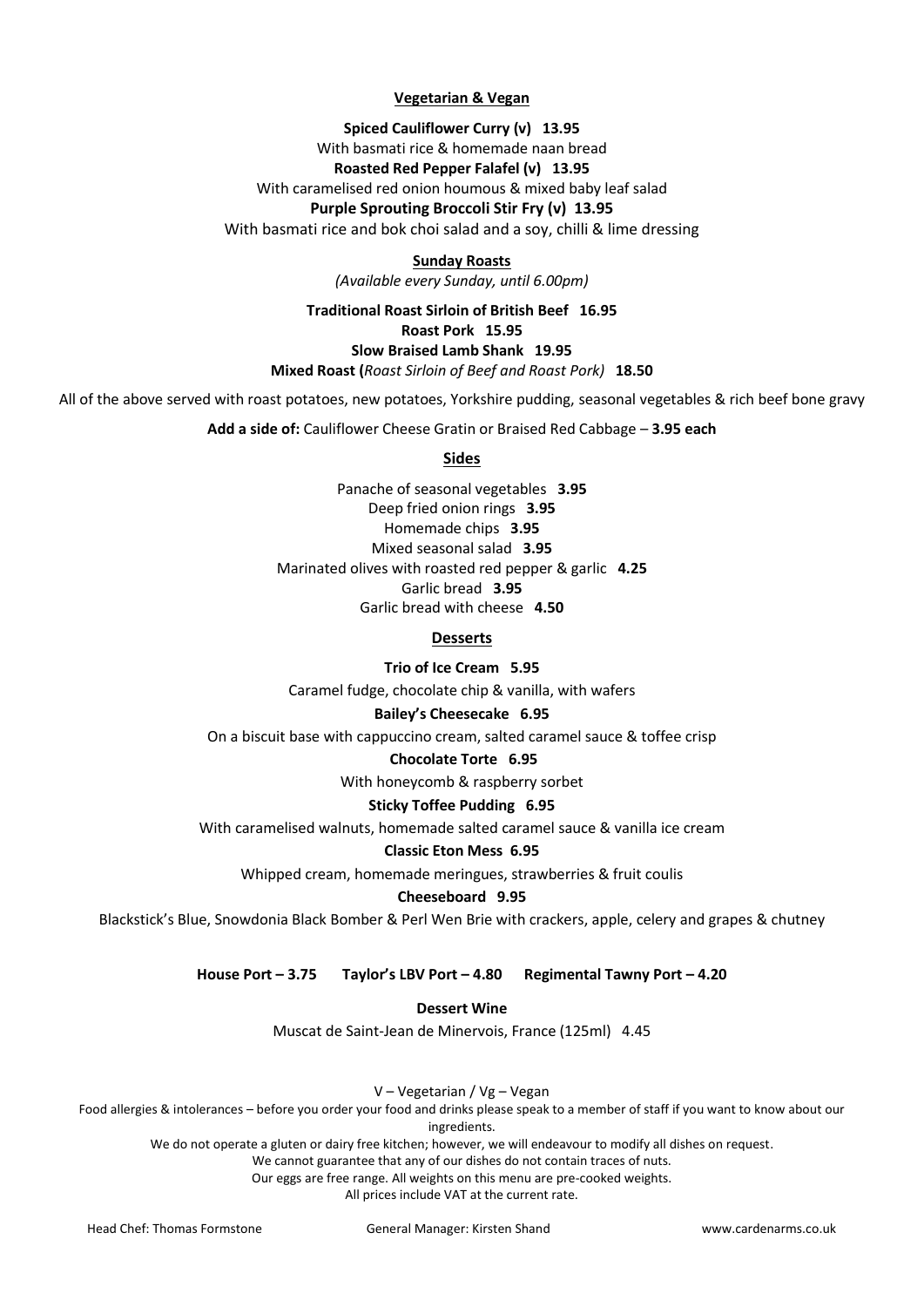## Vegetarian & Vegan

**Spiced Cauliflower Curry (v) 13.95**
With basmati rice & homemade naan bread

**Roasted Red Pepper Falafel (v) 13.95**
With caramelised red onion houmous & mixed baby leaf salad

**Purple Sprouting Broccoli Stir Fry (v) 13.95**
With basmati rice and bok choi salad and a soy, chilli & lime dressing

## Sunday Roasts

*(Available every Sunday, until 6.00pm)*

**Traditional Roast Sirloin of British Beef 16.95**

**Roast Pork 15.95**

**Slow Braised Lamb Shank 19.95**

**Mixed Roast (***Roast Sirloin of Beef and Roast Pork)* **18.50**

All of the above served with roast potatoes, new potatoes, Yorkshire pudding, seasonal vegetables & rich beef bone gravy

**Add a side of:** Cauliflower Cheese Gratin or Braised Red Cabbage – **3.95 each**

## Sides

Panache of seasonal vegetables **3.95**
Deep fried onion rings **3.95**
Homemade chips **3.95**
Mixed seasonal salad **3.95**
Marinated olives with roasted red pepper & garlic **4.25**
Garlic bread **3.95**
Garlic bread with cheese **4.50**

## Desserts

**Trio of Ice Cream 5.95**
Caramel fudge, chocolate chip & vanilla, with wafers

**Bailey's Cheesecake 6.95**
On a biscuit base with cappuccino cream, salted caramel sauce & toffee crisp

**Chocolate Torte 6.95**
With honeycomb & raspberry sorbet

**Sticky Toffee Pudding 6.95**
With caramelised walnuts, homemade salted caramel sauce & vanilla ice cream

**Classic Eton Mess 6.95**
Whipped cream, homemade meringues, strawberries & fruit coulis

**Cheeseboard 9.95**
Blackstick's Blue, Snowdonia Black Bomber & Perl Wen Brie with crackers, apple, celery and grapes & chutney

**House Port – 3.75 Taylor's LBV Port – 4.80 Regimental Tawny Port – 4.20**

**Dessert Wine**

Muscat de Saint-Jean de Minervois, France (125ml) 4.45

V – Vegetarian / Vg – Vegan

Food allergies & intolerances – before you order your food and drinks please speak to a member of staff if you want to know about our ingredients.
We do not operate a gluten or dairy free kitchen; however, we will endeavour to modify all dishes on request.
We cannot guarantee that any of our dishes do not contain traces of nuts.
Our eggs are free range. All weights on this menu are pre-cooked weights.
All prices include VAT at the current rate.

Head Chef: Thomas Formstone General Manager: Kirsten Shand www.cardenarms.co.uk